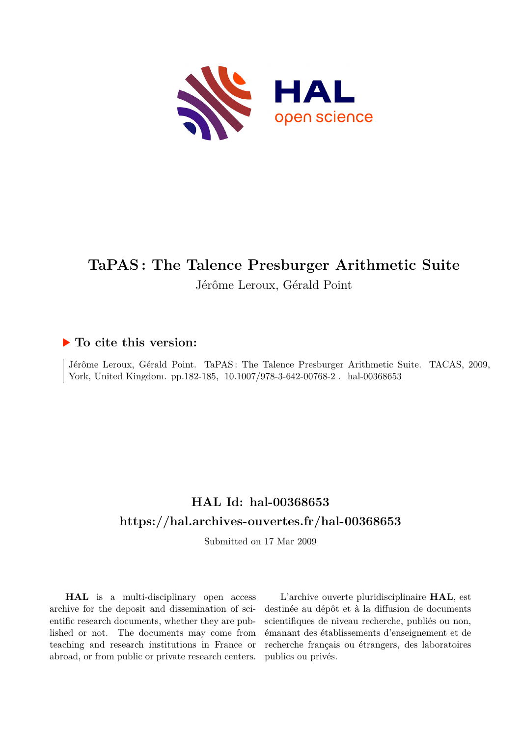# TaPAS : The Talence Presburger Arithmetic Suite

Jérôme Leroux, Gérald Point

## ▶ To cite this version:

Jérôme Leroux, Gérald Point. TaPAS : The Talence Presburger Arithmetic Suite. TACAS, 2009, York, United Kingdom. pp.182-185, 10.1007/978-3-642-00768-2 . hal-00368653

## HAL Id: hal-00368653

## https://hal.archives-ouvertes.fr/hal-00368653

Submitted on 17 Mar 2009

**HAL** is a multi-disciplinary open access archive for the deposit and dissemination of scientific research documents, whether they are published or not. The documents may come from teaching and research institutions in France or abroad, or from public or private research centers.

L'archive ouverte pluridisciplinaire **HAL**, est destinée au dépôt et à la diffusion de documents scientifiques de niveau recherche, publiés ou non, émanant des établissements d'enseignement et de recherche français ou étrangers, des laboratoires publics ou privés.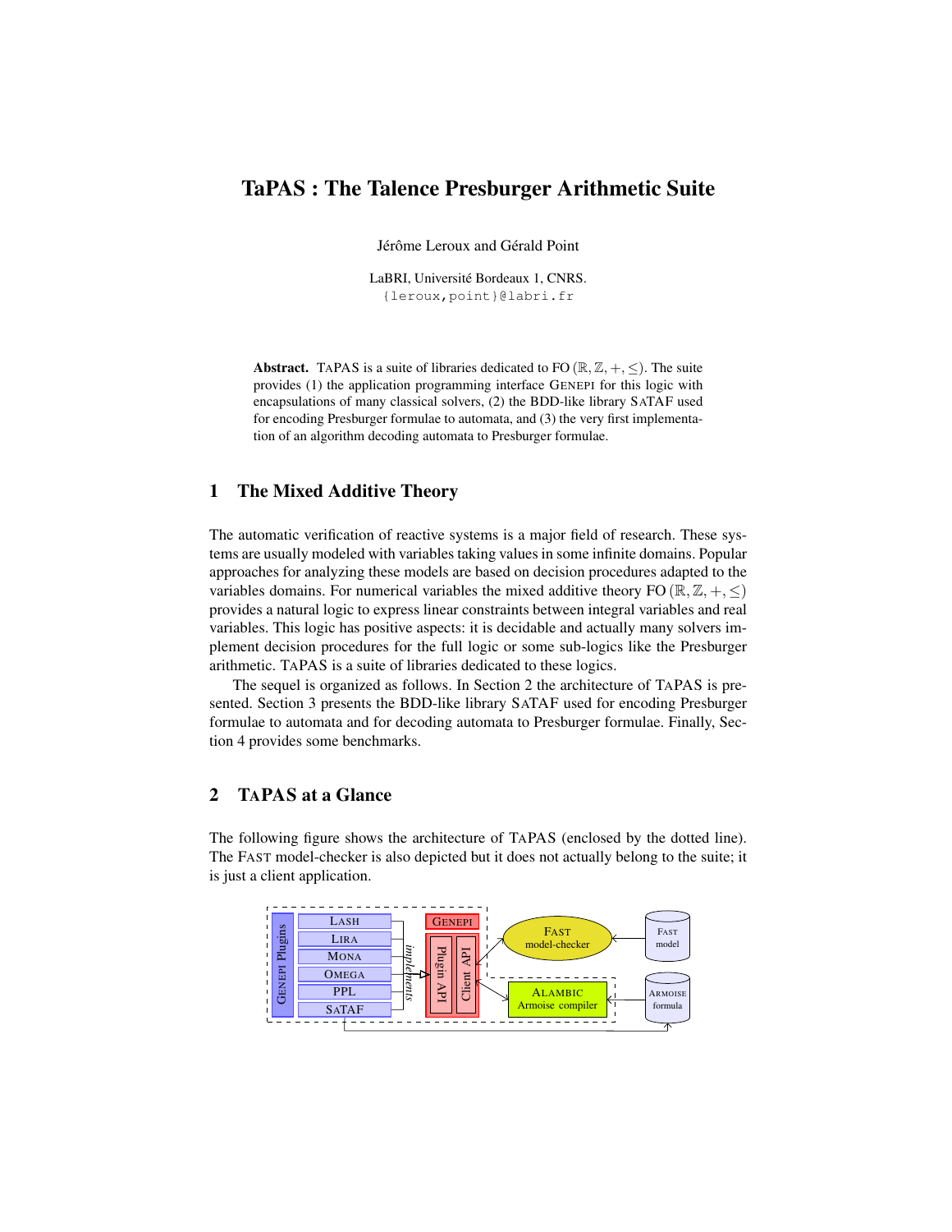# TaPAS : The Talence Presburger Arithmetic Suite

Jérôme Leroux and Gérald Point

LaBRI, Université Bordeaux 1, CNRS.
{leroux,point}@labri.fr

**Abstract.** TAPAS is a suite of libraries dedicated to FO $(\mathbb{R}, \mathbb{Z}, +, \leq)$. The suite provides (1) the application programming interface GENEPI for this logic with encapsulations of many classical solvers, (2) the BDD-like library SATAF used for encoding Presburger formulae to automata, and (3) the very first implementation of an algorithm decoding automata to Presburger formulae.

## 1 The Mixed Additive Theory

The automatic verification of reactive systems is a major field of research. These systems are usually modeled with variables taking values in some infinite domains. Popular approaches for analyzing these models are based on decision procedures adapted to the variables domains. For numerical variables the mixed additive theory FO $(\mathbb{R}, \mathbb{Z}, +, \leq)$ provides a natural logic to express linear constraints between integral variables and real variables. This logic has positive aspects: it is decidable and actually many solvers implement decision procedures for the full logic or some sub-logics like the Presburger arithmetic. TAPAS is a suite of libraries dedicated to these logics.

The sequel is organized as follows. In Section 2 the architecture of TAPAS is presented. Section 3 presents the BDD-like library SATAF used for encoding Presburger formulae to automata and for decoding automata to Presburger formulae. Finally, Section 4 provides some benchmarks.

## 2 TAPAS at a Glance

The following figure shows the architecture of TAPAS (enclosed by the dotted line). The FAST model-checker is also depicted but it does not actually belong to the suite; it is just a client application.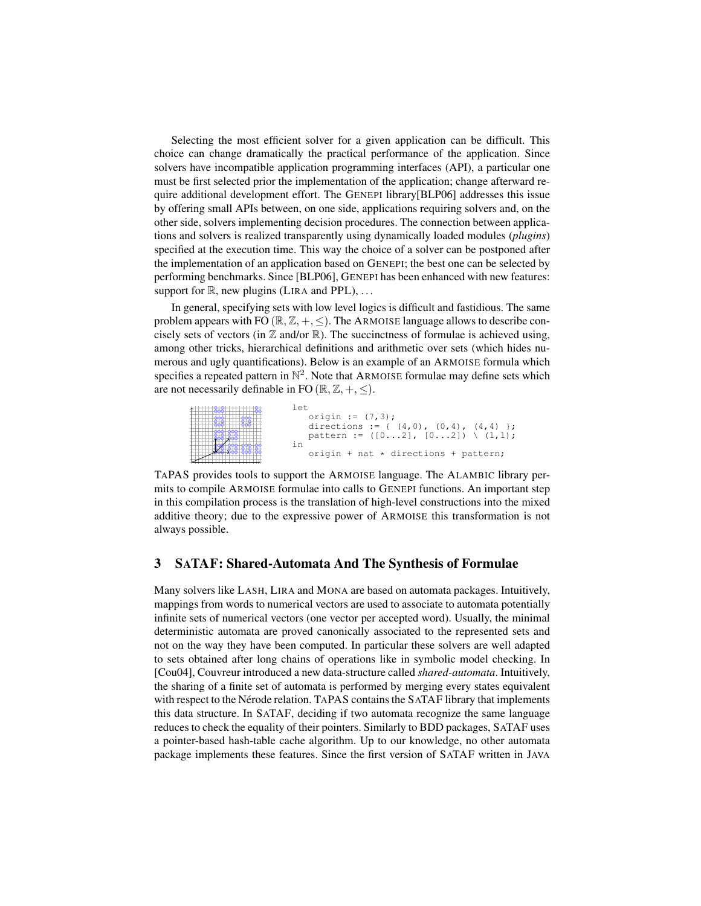Selecting the most efficient solver for a given application can be difficult. This choice can change dramatically the practical performance of the application. Since solvers have incompatible application programming interfaces (API), a particular one must be first selected prior the implementation of the application; change afterward require additional development effort. The GENEPI library[BLP06] addresses this issue by offering small APIs between, on one side, applications requiring solvers and, on the other side, solvers implementing decision procedures. The connection between applications and solvers is realized transparently using dynamically loaded modules (*plugins*) specified at the execution time. This way the choice of a solver can be postponed after the implementation of an application based on GENEPI; the best one can be selected by performing benchmarks. Since [BLP06], GENEPI has been enhanced with new features: support for $\mathbb{R}$, new plugins (LIRA and PPL), ...

In general, specifying sets with low level logics is difficult and fastidious. The same problem appears with FO $(\mathbb{R}, \mathbb{Z}, +, \leq)$. The ARMOISE language allows to describe concisely sets of vectors (in $\mathbb{Z}$ and/or $\mathbb{R}$). The succinctness of formulae is achieved using, among other tricks, hierarchical definitions and arithmetic over sets (which hides numerous and ugly quantifications). Below is an example of an ARMOISE formula which specifies a repeated pattern in $\mathbb{N}^2$. Note that ARMOISE formulae may define sets which are not necessarily definable in FO $(\mathbb{R}, \mathbb{Z}, +, \leq)$.

```
let
   origin := (7,3);
   directions := { (4,0), (0,4), (4,4) };
   pattern := ([0...2], [0...2]) \ (1,1);
in
   origin + nat * directions + pattern;
```

TAPAS provides tools to support the ARMOISE language. The ALAMBIC library permits to compile ARMOISE formulae into calls to GENEPI functions. An important step in this compilation process is the translation of high-level constructions into the mixed additive theory; due to the expressive power of ARMOISE this transformation is not always possible.

## 3 SATAF: Shared-Automata And The Synthesis of Formulae

Many solvers like LASH, LIRA and MONA are based on automata packages. Intuitively, mappings from words to numerical vectors are used to associate to automata potentially infinite sets of numerical vectors (one vector per accepted word). Usually, the minimal deterministic automata are proved canonically associated to the represented sets and not on the way they have been computed. In particular these solvers are well adapted to sets obtained after long chains of operations like in symbolic model checking. In [Cou04], Couvreur introduced a new data-structure called *shared-automata*. Intuitively, the sharing of a finite set of automata is performed by merging every states equivalent with respect to the Nérode relation. TAPAS contains the SATAF library that implements this data structure. In SATAF, deciding if two automata recognize the same language reduces to check the equality of their pointers. Similarly to BDD packages, SATAF uses a pointer-based hash-table cache algorithm. Up to our knowledge, no other automata package implements these features. Since the first version of SATAF written in JAVA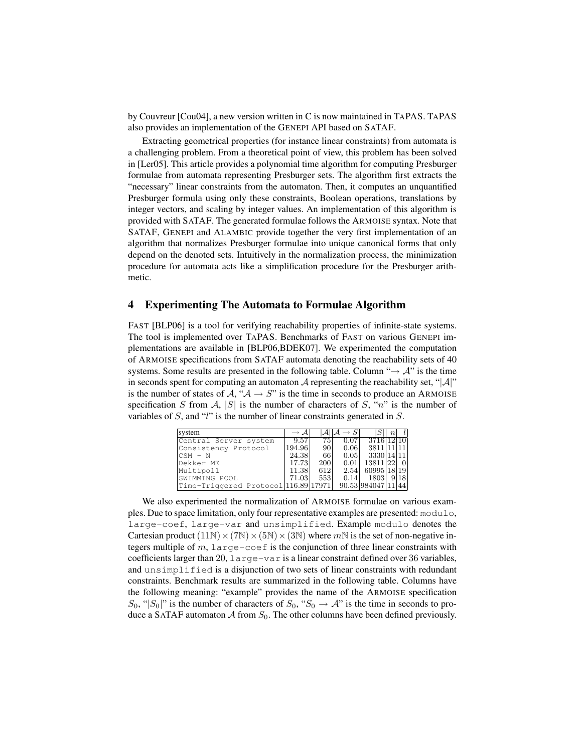by Couvreur [Cou04], a new version written in C is now maintained in TAPAS. TAPAS also provides an implementation of the GENEPI API based on SATAF.

Extracting geometrical properties (for instance linear constraints) from automata is a challenging problem. From a theoretical point of view, this problem has been solved in [Ler05]. This article provides a polynomial time algorithm for computing Presburger formulae from automata representing Presburger sets. The algorithm first extracts the "necessary" linear constraints from the automaton. Then, it computes an unquantified Presburger formula using only these constraints, Boolean operations, translations by integer vectors, and scaling by integer values. An implementation of this algorithm is provided with SATAF. The generated formulae follows the ARMOISE syntax. Note that SATAF, GENEPI and ALAMBIC provide together the very first implementation of an algorithm that normalizes Presburger formulae into unique canonical forms that only depend on the denoted sets. Intuitively in the normalization process, the minimization procedure for automata acts like a simplification procedure for the Presburger arithmetic.

## 4 Experimenting The Automata to Formulae Algorithm

FAST [BLP06] is a tool for verifying reachability properties of infinite-state systems. The tool is implemented over TAPAS. Benchmarks of FAST on various GENEPI implementations are available in [BLP06,BDEK07]. We experimented the computation of ARMOISE specifications from SATAF automata denoting the reachability sets of 40 systems. Some results are presented in the following table. Column "$\rightarrow \mathcal{A}$" is the time in seconds spent for computing an automaton $\mathcal{A}$ representing the reachability set, "$|\mathcal{A}|$" is the number of states of $\mathcal{A}$, "$\mathcal{A} \rightarrow S$" is the time in seconds to produce an ARMOISE specification $S$ from $\mathcal{A}$, $|S|$ is the number of characters of $S$, "$n$" is the number of variables of $S$, and "$l$" is the number of linear constraints generated in $S$.

| system | $\rightarrow \mathcal{A}$ | $\|\mathcal{A}\|$ | $\mathcal{A} \rightarrow S$ | $\|S\|$ | $n$ | $l$ |
|---|---|---|---|---|---|---|
| `Central Server system` | 9.57 | 75 | 0.07 | 3716 | 12 | 10 |
| `Consistency Protocol` | 194.96 | 90 | 0.06 | 3811 | 11 | 11 |
| `CSM - N` | 24.38 | 66 | 0.05 | 3330 | 14 | 11 |
| `Dekker ME` | 17.73 | 200 | 0.01 | 13811 | 22 | 0 |
| `Multipoll` | 11.38 | 612 | 2.54 | 60995 | 18 | 19 |
| `SWIMMING POOL` | 71.03 | 553 | 0.14 | 1803 | 9 | 18 |
| `Time-Triggered Protocol` | 116.89 | 17971 | 90.53 | 984047 | 11 | 44 |

We also experimented the normalization of ARMOISE formulae on various examples. Due to space limitation, only four representative examples are presented: `modulo`, `large-coef`, `large-var` and `unsimplified`. Example `modulo` denotes the Cartesian product $(11\mathbb{N}) \times (7\mathbb{N}) \times (5\mathbb{N}) \times (3\mathbb{N})$ where $m\mathbb{N}$ is the set of non-negative integers multiple of $m$, `large-coef` is the conjunction of three linear constraints with coefficients larger than 20, `large-var` is a linear constraint defined over 36 variables, and `unsimplified` is a disjunction of two sets of linear constraints with redundant constraints. Benchmark results are summarized in the following table. Columns have the following meaning: "example" provides the name of the ARMOISE specification $S_0$, "$|S_0|$" is the number of characters of $S_0$, "$S_0 \rightarrow \mathcal{A}$" is the time in seconds to produce a SATAF automaton $\mathcal{A}$ from $S_0$. The other columns have been defined previously.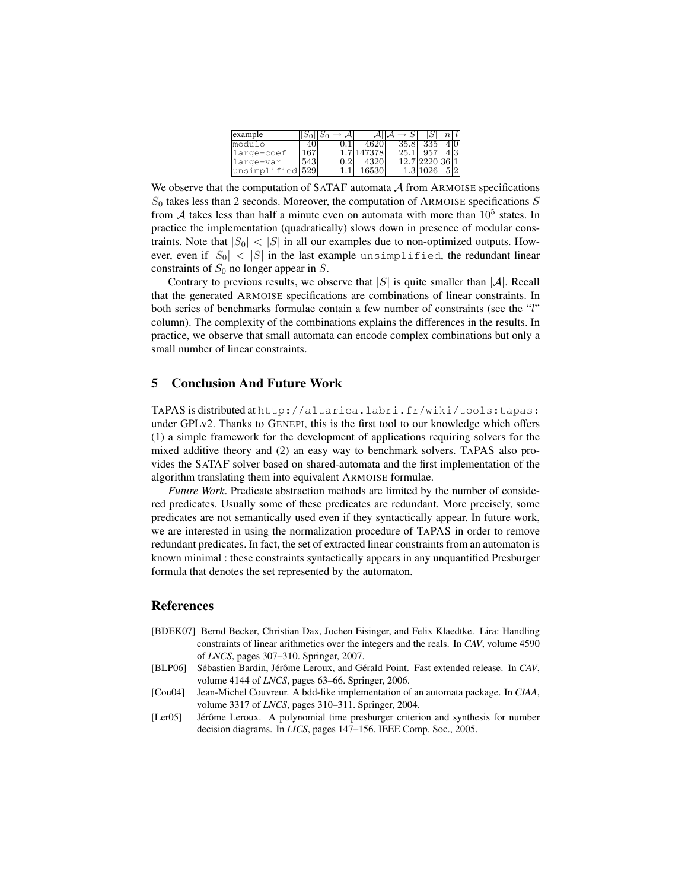| example | $\|S_0\|$ | $S_0 \rightarrow \mathcal{A}$ | $\|\mathcal{A}\|$ | $\mathcal{A} \rightarrow S$ | $\|S\|$ | $n$ | $l$ |
|---|---|---|---|---|---|---|---|
| modulo | 40 | 0.1 | 4620 | 35.8 | 335 | 4 | 0 |
| large-coef | 167 | 1.7 | 147378 | 25.1 | 957 | 4 | 3 |
| large-var | 543 | 0.2 | 4320 | 12.7 | 2220 | 36 | 1 |
| unsimplified | 529 | 1.1 | 16530 | 1.3 | 1026 | 5 | 2 |

We observe that the computation of SATAF automata $\mathcal{A}$ from ARMOISE specifications $S_0$ takes less than 2 seconds. Moreover, the computation of ARMOISE specifications $S$ from $\mathcal{A}$ takes less than half a minute even on automata with more than $10^5$ states. In practice the implementation (quadratically) slows down in presence of modular constraints. Note that $|S_0| < |S|$ in all our examples due to non-optimized outputs. However, even if $|S_0| < |S|$ in the last example `unsimplified`, the redundant linear constraints of $S_0$ no longer appear in $S$.

Contrary to previous results, we observe that $|S|$ is quite smaller than $|\mathcal{A}|$. Recall that the generated ARMOISE specifications are combinations of linear constraints. In both series of benchmarks formulae contain a few number of constraints (see the "$l$" column). The complexity of the combinations explains the differences in the results. In practice, we observe that small automata can encode complex combinations but only a small number of linear constraints.

## 5 Conclusion And Future Work

TAPAS is distributed at `http://altarica.labri.fr/wiki/tools:tapas:` under GPLv2. Thanks to GENEPI, this is the first tool to our knowledge which offers (1) a simple framework for the development of applications requiring solvers for the mixed additive theory and (2) an easy way to benchmark solvers. TAPAS also provides the SATAF solver based on shared-automata and the first implementation of the algorithm translating them into equivalent ARMOISE formulae.

*Future Work*. Predicate abstraction methods are limited by the number of considered predicates. Usually some of these predicates are redundant. More precisely, some predicates are not semantically used even if they syntactically appear. In future work, we are interested in using the normalization procedure of TAPAS in order to remove redundant predicates. In fact, the set of extracted linear constraints from an automaton is known minimal : these constraints syntactically appears in any unquantified Presburger formula that denotes the set represented by the automaton.

## References

[BDEK07] Bernd Becker, Christian Dax, Jochen Eisinger, and Felix Klaedtke. Lira: Handling constraints of linear arithmetics over the integers and the reals. In *CAV*, volume 4590 of *LNCS*, pages 307–310. Springer, 2007.

[BLP06] Sébastien Bardin, Jérôme Leroux, and Gérald Point. Fast extended release. In *CAV*, volume 4144 of *LNCS*, pages 63–66. Springer, 2006.

[Cou04] Jean-Michel Couvreur. A bdd-like implementation of an automata package. In *CIAA*, volume 3317 of *LNCS*, pages 310–311. Springer, 2004.

[Ler05] Jérôme Leroux. A polynomial time presburger criterion and synthesis for number decision diagrams. In *LICS*, pages 147–156. IEEE Comp. Soc., 2005.